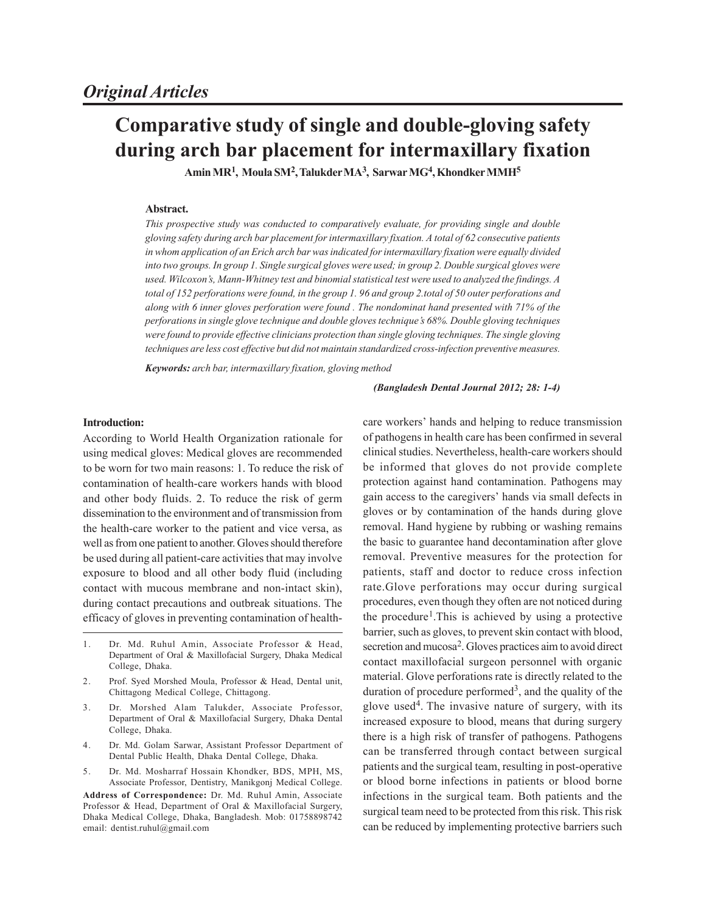*Original Articles*

# Comparative study of single and double-gloving safety during arch bar placement for intermaxillary fixation

**Amin MR[1], Moula SM[2], Talukder MA[3], Sarwar MG[4], Khondker MMH[5]**

**Abstract.**

*This prospective study was conducted to comparatively evaluate, for providing single and double gloving safety during arch bar placement for intermaxillary fixation. A total of 62 consecutive patients in whom application of an Erich arch bar was indicated for intermaxillary fixation were equally divided into two groups. In group 1. Single surgical gloves were used; in group 2. Double surgical gloves were used. Wilcoxon's, Mann-Whitney test and binomial statistical test were used to analyzed the findings. A total of 152 perforations were found, in the group 1. 96 and group 2.total of 50 outer perforations and along with 6 inner gloves perforation were found . The nondominat hand presented with 71% of the perforations in single glove technique and double gloves technique's 68%. Double gloving techniques were found to provide effective clinicians protection than single gloving techniques. The single gloving techniques are less cost effective but did not maintain standardized cross-infection preventive measures.*

***Keywords:*** *arch bar, intermaxillary fixation, gloving method*

***(Bangladesh Dental Journal 2012; 28: 1-4)***

## Introduction:

According to World Health Organization rationale for using medical gloves: Medical gloves are recommended to be worn for two main reasons: 1. To reduce the risk of contamination of health-care workers hands with blood and other body fluids. 2. To reduce the risk of germ dissemination to the environment and of transmission from the health-care worker to the patient and vice versa, as well as from one patient to another. Gloves should therefore be used during all patient-care activities that may involve exposure to blood and all other body fluid (including contact with mucous membrane and non-intact skin), during contact precautions and outbreak situations. The efficacy of gloves in preventing contamination of health-care workers' hands and helping to reduce transmission of pathogens in health care has been confirmed in several clinical studies. Nevertheless, health-care workers should be informed that gloves do not provide complete protection against hand contamination. Pathogens may gain access to the caregivers' hands via small defects in gloves or by contamination of the hands during glove removal. Hand hygiene by rubbing or washing remains the basic to guarantee hand decontamination after glove removal. Preventive measures for the protection for patients, staff and doctor to reduce cross infection rate.Glove perforations may occur during surgical procedures, even though they often are not noticed during the procedure[1].This is achieved by using a protective barrier, such as gloves, to prevent skin contact with blood, secretion and mucosa[2]. Gloves practices aim to avoid direct contact maxillofacial surgeon personnel with organic material. Glove perforations rate is directly related to the duration of procedure performed[3], and the quality of the glove used[4]. The invasive nature of surgery, with its increased exposure to blood, means that during surgery there is a high risk of transfer of pathogens. Pathogens can be transferred through contact between surgical patients and the surgical team, resulting in post-operative or blood borne infections in patients or blood borne infections in the surgical team. Both patients and the surgical team need to be protected from this risk. This risk can be reduced by implementing protective barriers such

---

1. Dr. Md. Ruhul Amin, Associate Professor & Head, Department of Oral & Maxillofacial Surgery, Dhaka Medical College, Dhaka.
2. Prof. Syed Morshed Moula, Professor & Head, Dental unit, Chittagong Medical College, Chittagong.
3. Dr. Morshed Alam Talukder, Associate Professor, Department of Oral & Maxillofacial Surgery, Dhaka Dental College, Dhaka.
4. Dr. Md. Golam Sarwar, Assistant Professor Department of Dental Public Health, Dhaka Dental College, Dhaka.
5. Dr. Md. Mosharraf Hossain Khondker, BDS, MPH, MS, Associate Professor, Dentistry, Manikgonj Medical College.

**Address of Correspondence:** Dr. Md. Ruhul Amin, Associate Professor & Head, Department of Oral & Maxillofacial Surgery, Dhaka Medical College, Dhaka, Bangladesh. Mob: 01758898742 email: dentist.ruhul@gmail.com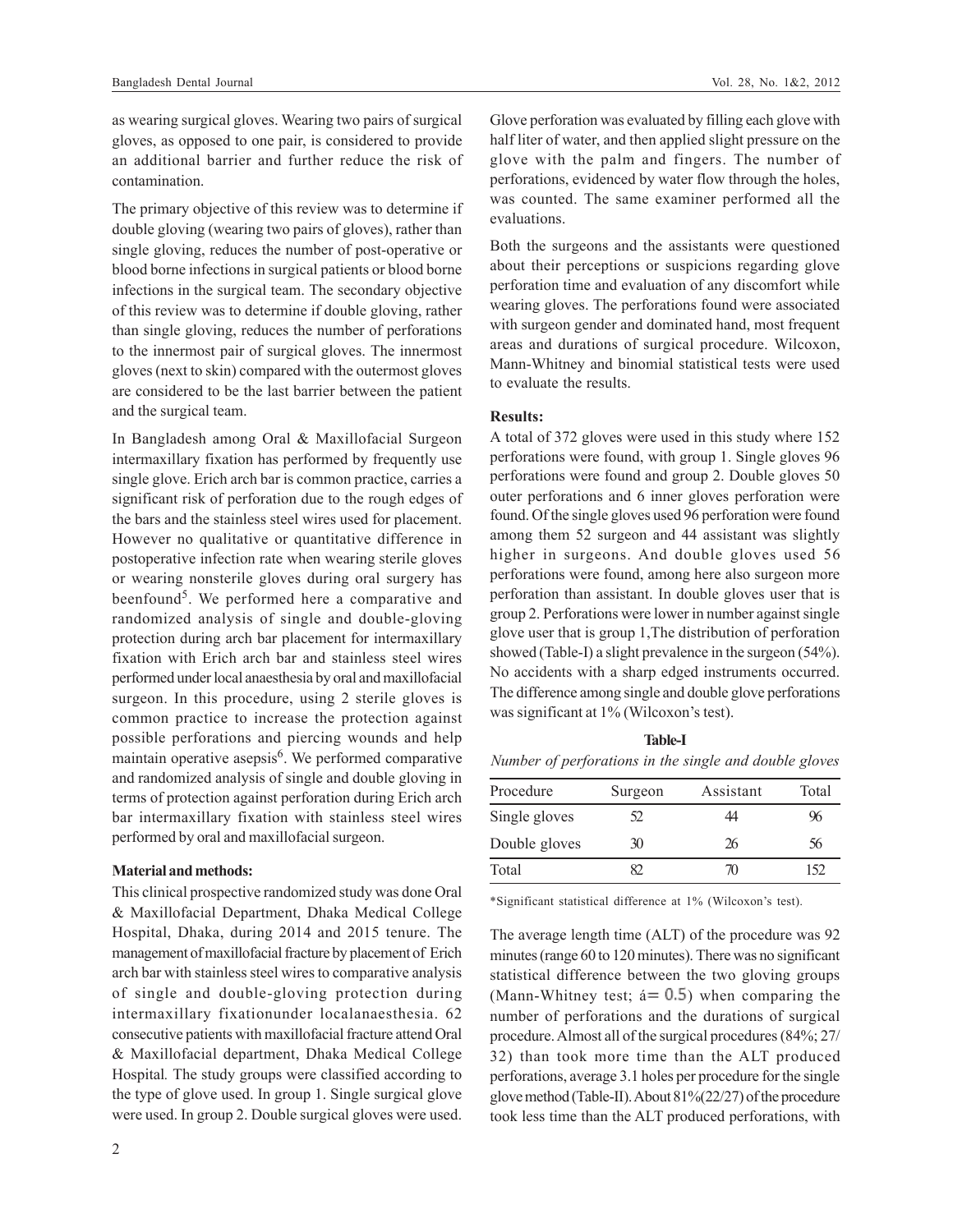as wearing surgical gloves. Wearing two pairs of surgical gloves, as opposed to one pair, is considered to provide an additional barrier and further reduce the risk of contamination.

The primary objective of this review was to determine if double gloving (wearing two pairs of gloves), rather than single gloving, reduces the number of post-operative or blood borne infections in surgical patients or blood borne infections in the surgical team. The secondary objective of this review was to determine if double gloving, rather than single gloving, reduces the number of perforations to the innermost pair of surgical gloves. The innermost gloves (next to skin) compared with the outermost gloves are considered to be the last barrier between the patient and the surgical team.

In Bangladesh among Oral & Maxillofacial Surgeon intermaxillary fixation has performed by frequently use single glove. Erich arch bar is common practice, carries a significant risk of perforation due to the rough edges of the bars and the stainless steel wires used for placement. However no qualitative or quantitative difference in postoperative infection rate when wearing sterile gloves or wearing nonsterile gloves during oral surgery has beenfound[5]. We performed here a comparative and randomized analysis of single and double-gloving protection during arch bar placement for intermaxillary fixation with Erich arch bar and stainless steel wires performed under local anaesthesia by oral and maxillofacial surgeon. In this procedure, using 2 sterile gloves is common practice to increase the protection against possible perforations and piercing wounds and help maintain operative asepsis[6]. We performed comparative and randomized analysis of single and double gloving in terms of protection against perforation during Erich arch bar intermaxillary fixation with stainless steel wires performed by oral and maxillofacial surgeon.

**Material and methods:**

This clinical prospective randomized study was done Oral & Maxillofacial Department, Dhaka Medical College Hospital, Dhaka, during 2014 and 2015 tenure. The management of maxillofacial fracture by placement of Erich arch bar with stainless steel wires to comparative analysis of single and double-gloving protection during intermaxillary fixationunder localanaesthesia. 62 consecutive patients with maxillofacial fracture attend Oral & Maxillofacial department, Dhaka Medical College Hospital. The study groups were classified according to the type of glove used. In group 1. Single surgical glove were used. In group 2. Double surgical gloves were used. Glove perforation was evaluated by filling each glove with half liter of water, and then applied slight pressure on the glove with the palm and fingers. The number of perforations, evidenced by water flow through the holes, was counted. The same examiner performed all the evaluations.

Both the surgeons and the assistants were questioned about their perceptions or suspicions regarding glove perforation time and evaluation of any discomfort while wearing gloves. The perforations found were associated with surgeon gender and dominated hand, most frequent areas and durations of surgical procedure. Wilcoxon, Mann-Whitney and binomial statistical tests were used to evaluate the results.

**Results:**

A total of 372 gloves were used in this study where 152 perforations were found, with group 1. Single gloves 96 perforations were found and group 2. Double gloves 50 outer perforations and 6 inner gloves perforation were found. Of the single gloves used 96 perforation were found among them 52 surgeon and 44 assistant was slightly higher in surgeons. And double gloves used 56 perforations were found, among here also surgeon more perforation than assistant. In double gloves user that is group 2. Perforations were lower in number against single glove user that is group 1,The distribution of perforation showed (Table-I) a slight prevalence in the surgeon (54%). No accidents with a sharp edged instruments occurred. The difference among single and double glove perforations was significant at 1% (Wilcoxon's test).

**Table-I**

*Number of perforations in the single and double gloves*

| Procedure | Surgeon | Assistant | Total |
|---|---|---|---|
| Single gloves | 52 | 44 | 96 |
| Double gloves | 30 | 26 | 56 |
| Total | 82 | 70 | 152 |

*Significant statistical difference at 1% (Wilcoxon's test).

The average length time (ALT) of the procedure was 92 minutes (range 60 to 120 minutes). There was no significant statistical difference between the two gloving groups (Mann-Whitney test; á= 0.5) when comparing the number of perforations and the durations of surgical procedure. Almost all of the surgical procedures (84%; 27/32) than took more time than the ALT produced perforations, average 3.1 holes per procedure for the single glove method (Table-II). About 81%(22/27) of the procedure took less time than the ALT produced perforations, with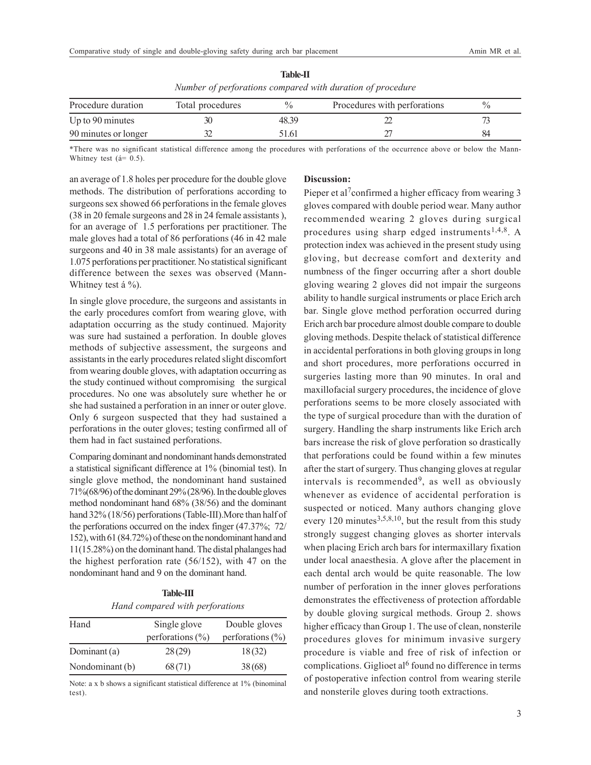**Table-II**

*Number of perforations compared with duration of procedure*

| Procedure duration | Total procedures | % | Procedures with perforations | % |
|---|---|---|---|---|
| Up to 90 minutes | 30 | 48.39 | 22 | 73 |
| 90 minutes or longer | 32 | 51.61 | 27 | 84 |

*There was no significant statistical difference among the procedures with perforations of the occurrence above or below the Mann-Whitney test (á= 0.5).

an average of 1.8 holes per procedure for the double glove methods. The distribution of perforations according to surgeons sex showed 66 perforations in the female gloves (38 in 20 female surgeons and 28 in 24 female assistants ), for an average of 1.5 perforations per practitioner. The male gloves had a total of 86 perforations (46 in 42 male surgeons and 40 in 38 male assistants) for an average of 1.075 perforations per practitioner. No statistical significant difference between the sexes was observed (Mann-Whitney test á %).

In single glove procedure, the surgeons and assistants in the early procedures comfort from wearing glove, with adaptation occurring as the study continued. Majority was sure had sustained a perforation. In double gloves methods of subjective assessment, the surgeons and assistants in the early procedures related slight discomfort from wearing double gloves, with adaptation occurring as the study continued without compromising the surgical procedures. No one was absolutely sure whether he or she had sustained a perforation in an inner or outer glove. Only 6 surgeon suspected that they had sustained a perforations in the outer gloves; testing confirmed all of them had in fact sustained perforations.

Comparing dominant and nondominant hands demonstrated a statistical significant difference at 1% (binomial test). In single glove method, the nondominant hand sustained 71%(68/96) of the dominant 29% (28/96). In the double gloves method nondominant hand 68% (38/56) and the dominant hand 32% (18/56) perforations (Table-III).More than half of the perforations occurred on the index finger (47.37%; 72/152), with 61 (84.72%) of these on the nondominant hand and 11(15.28%) on the dominant hand. The distal phalanges had the highest perforation rate (56/152), with 47 on the nondominant hand and 9 on the dominant hand.

**Table-III**

*Hand compared with perforations*

| Hand | Single glove perforations (%) | Double gloves perforations (%) |
|---|---|---|
| Dominant (a) | 28 (29) | 18 (32) |
| Nondominant (b) | 68 (71) | 38 (68) |

Note: a x b shows a significant statistical difference at 1% (binominal test).

**Discussion:**

Pieper et al[7]confirmed a higher efficacy from wearing 3 gloves compared with double period wear. Many author recommended wearing 2 gloves during surgical procedures using sharp edged instruments[1,4,8]. A protection index was achieved in the present study using gloving, but decrease comfort and dexterity and numbness of the finger occurring after a short double gloving wearing 2 gloves did not impair the surgeons ability to handle surgical instruments or place Erich arch bar. Single glove method perforation occurred during Erich arch bar procedure almost double compare to double gloving methods. Despite thelack of statistical difference in accidental perforations in both gloving groups in long and short procedures, more perforations occurred in surgeries lasting more than 90 minutes. In oral and maxillofacial surgery procedures, the incidence of glove perforations seems to be more closely associated with the type of surgical procedure than with the duration of surgery. Handling the sharp instruments like Erich arch bars increase the risk of glove perforation so drastically that perforations could be found within a few minutes after the start of surgery. Thus changing gloves at regular intervals is recommended[9], as well as obviously whenever as evidence of accidental perforation is suspected or noticed. Many authors changing glove every 120 minutes[3,5,8,10], but the result from this study strongly suggest changing gloves as shorter intervals when placing Erich arch bars for intermaxillary fixation under local anaesthesia. A glove after the placement in each dental arch would be quite reasonable. The low number of perforation in the inner gloves perforations demonstrates the effectiveness of protection affordable by double gloving surgical methods. Group 2. shows higher efficacy than Group 1. The use of clean, nonsterile procedures gloves for minimum invasive surgery procedure is viable and free of risk of infection or complications. Giglioet al[6] found no difference in terms of postoperative infection control from wearing sterile and nonsterile gloves during tooth extractions.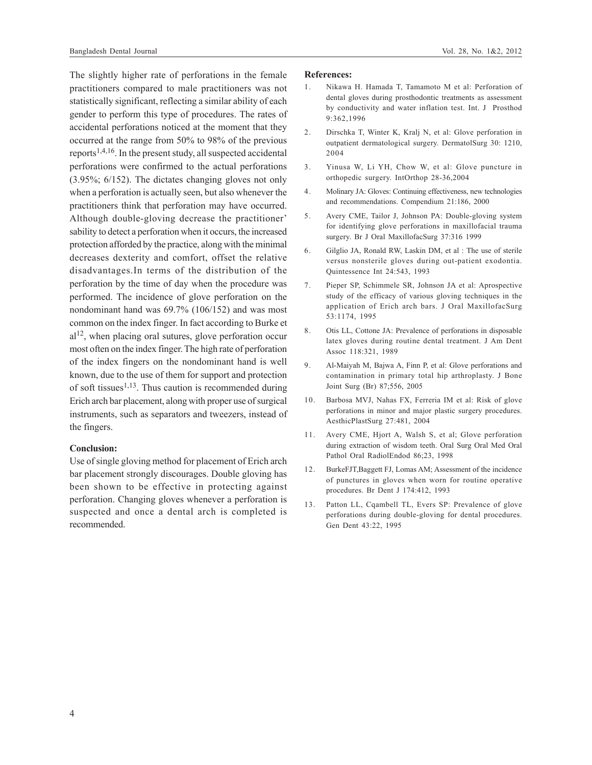The slightly higher rate of perforations in the female practitioners compared to male practitioners was not statistically significant, reflecting a similar ability of each gender to perform this type of procedures. The rates of accidental perforations noticed at the moment that they occurred at the range from 50% to 98% of the previous reports[1,4,16]. In the present study, all suspected accidental perforations were confirmed to the actual perforations (3.95%; 6/152). The dictates changing gloves not only when a perforation is actually seen, but also whenever the practitioners think that perforation may have occurred. Although double-gloving decrease the practitioner' sability to detect a perforation when it occurs, the increased protection afforded by the practice, along with the minimal decreases dexterity and comfort, offset the relative disadvantages.In terms of the distribution of the perforation by the time of day when the procedure was performed. The incidence of glove perforation on the nondominant hand was 69.7% (106/152) and was most common on the index finger. In fact according to Burke et al[12], when placing oral sutures, glove perforation occur most often on the index finger. The high rate of perforation of the index fingers on the nondominant hand is well known, due to the use of them for support and protection of soft tissues[1,13]. Thus caution is recommended during Erich arch bar placement, along with proper use of surgical instruments, such as separators and tweezers, instead of the fingers.

**Conclusion:**

Use of single gloving method for placement of Erich arch bar placement strongly discourages. Double gloving has been shown to be effective in protecting against perforation. Changing gloves whenever a perforation is suspected and once a dental arch is completed is recommended.

**References:**

1. Nikawa H. Hamada T, Tamamoto M et al: Perforation of dental gloves during prosthodontic treatments as assessment by conductivity and water inflation test. Int. J Prosthod 9:362,1996
2. Dirschka T, Winter K, Kralj N, et al: Glove perforation in outpatient dermatological surgery. DermatolSurg 30: 1210, 2004
3. Yinusa W, Li YH, Chow W, et al: Glove puncture in orthopedic surgery. IntOrthop 28-36,2004
4. Molinary JA: Gloves: Continuing effectiveness, new technologies and recommendations. Compendium 21:186, 2000
5. Avery CME, Tailor J, Johnson PA: Double-gloving system for identifying glove perforations in maxillofacial trauma surgery. Br J Oral MaxillofacSurg 37:316 1999
6. Gilglio JA, Ronald RW, Laskin DM, et al : The use of sterile versus nonsterile gloves during out-patient exodontia. Quintessence Int 24:543, 1993
7. Pieper SP, Schimmele SR, Johnson JA et al: Aprospective study of the efficacy of various gloving techniques in the application of Erich arch bars. J Oral MaxillofacSurg 53:1174, 1995
8. Otis LL, Cottone JA: Prevalence of perforations in disposable latex gloves during routine dental treatment. J Am Dent Assoc 118:321, 1989
9. Al-Maiyah M, Bajwa A, Finn P, et al: Glove perforations and contamination in primary total hip arthroplasty. J Bone Joint Surg (Br) 87;556, 2005
10. Barbosa MVJ, Nahas FX, Ferreria IM et al: Risk of glove perforations in minor and major plastic surgery procedures. AesthicPlastSurg 27:481, 2004
11. Avery CME, Hjort A, Walsh S, et al; Glove perforation during extraction of wisdom teeth. Oral Surg Oral Med Oral Pathol Oral RadiolEndod 86;23, 1998
12. BurkeFJT,Baggett FJ, Lomas AM; Assessment of the incidence of punctures in gloves when worn for routine operative procedures. Br Dent J 174:412, 1993
13. Patton LL, Cqambell TL, Evers SP: Prevalence of glove perforations during double-gloving for dental procedures. Gen Dent 43:22, 1995